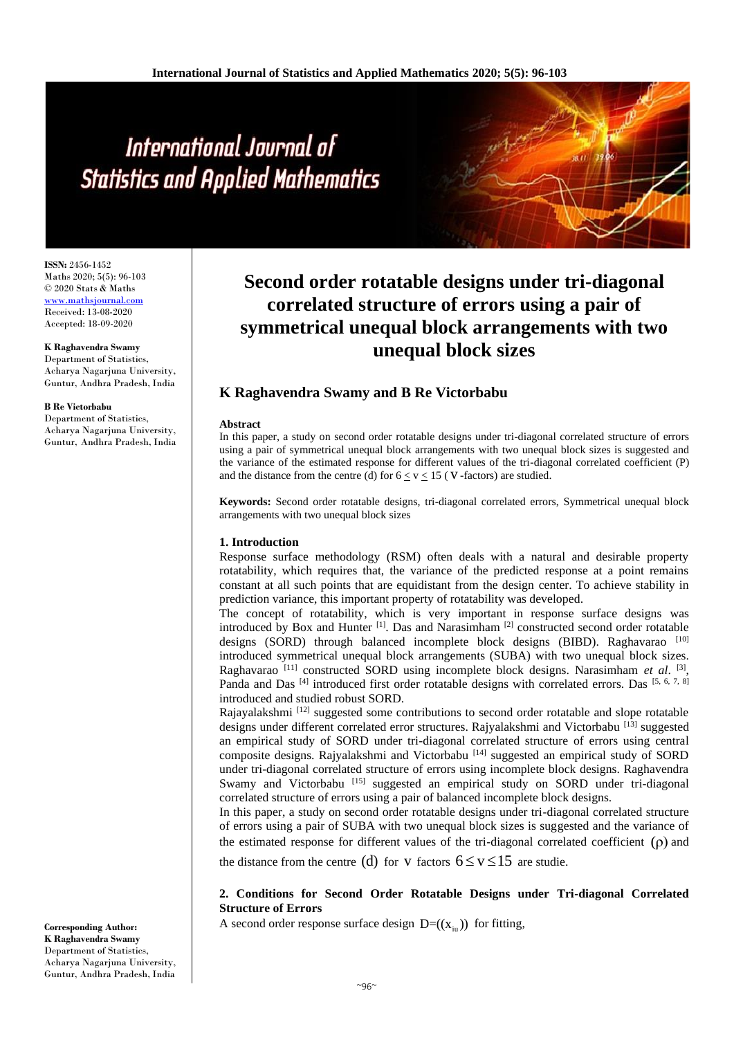# Second order rotatable designs under tri-diagonal correlated structure of errors using a pair of symmetrical unequal block arrangements with two unequal block sizes

## K Raghavendra Swamy and B Re Victorbabu

ISSN: 2456-1452
Maths 2020; 5(5): 96-103
© 2020 Stats & Maths
www.mathsjournal.com
Received: 13-08-2020
Accepted: 18-09-2020

**K Raghavendra Swamy**
Department of Statistics, Acharya Nagarjuna University, Guntur, Andhra Pradesh, India

**B Re Victorbabu**
Department of Statistics, Acharya Nagarjuna University, Guntur, Andhra Pradesh, India

**Corresponding Author:**
**K Raghavendra Swamy**
Department of Statistics, Acharya Nagarjuna University, Guntur, Andhra Pradesh, India

**Abstract**

In this paper, a study on second order rotatable designs under tri-diagonal correlated structure of errors using a pair of symmetrical unequal block arrangements with two unequal block sizes is suggested and the variance of the estimated response for different values of the tri-diagonal correlated coefficient (P) and the distance from the centre (d) for $6 \leq v \leq 15$ (V-factors) are studied.

**Keywords:** Second order rotatable designs, tri-diagonal correlated errors, Symmetrical unequal block arrangements with two unequal block sizes

### 1. Introduction

Response surface methodology (RSM) often deals with a natural and desirable property rotatability, which requires that, the variance of the predicted response at a point remains constant at all such points that are equidistant from the design center. To achieve stability in prediction variance, this important property of rotatability was developed.

The concept of rotatability, which is very important in response surface designs was introduced by Box and Hunter [1]. Das and Narasimham [2] constructed second order rotatable designs (SORD) through balanced incomplete block designs (BIBD). Raghavarao [10] introduced symmetrical unequal block arrangements (SUBA) with two unequal block sizes. Raghavarao [11] constructed SORD using incomplete block designs. Narasimham *et al*. [3], Panda and Das [4] introduced first order rotatable designs with correlated errors. Das [5, 6, 7, 8] introduced and studied robust SORD.

Rajayalakshmi [12] suggested some contributions to second order rotatable and slope rotatable designs under different correlated error structures. Rajyalakshmi and Victorbabu [13] suggested an empirical study of SORD under tri-diagonal correlated structure of errors using central composite designs. Rajyalakshmi and Victorbabu [14] suggested an empirical study of SORD under tri-diagonal correlated structure of errors using incomplete block designs. Raghavendra Swamy and Victorbabu [15] suggested an empirical study on SORD under tri-diagonal correlated structure of errors using a pair of balanced incomplete block designs.

In this paper, a study on second order rotatable designs under tri-diagonal correlated structure of errors using a pair of SUBA with two unequal block sizes is suggested and the variance of the estimated response for different values of the tri-diagonal correlated coefficient $(\rho)$ and the distance from the centre $(d)$ for $v$ factors $6 \leq v \leq 15$ are studie.

### 2. Conditions for Second Order Rotatable Designs under Tri-diagonal Correlated Structure of Errors

A second order response surface design $D=((x_{iu}))$ for fitting,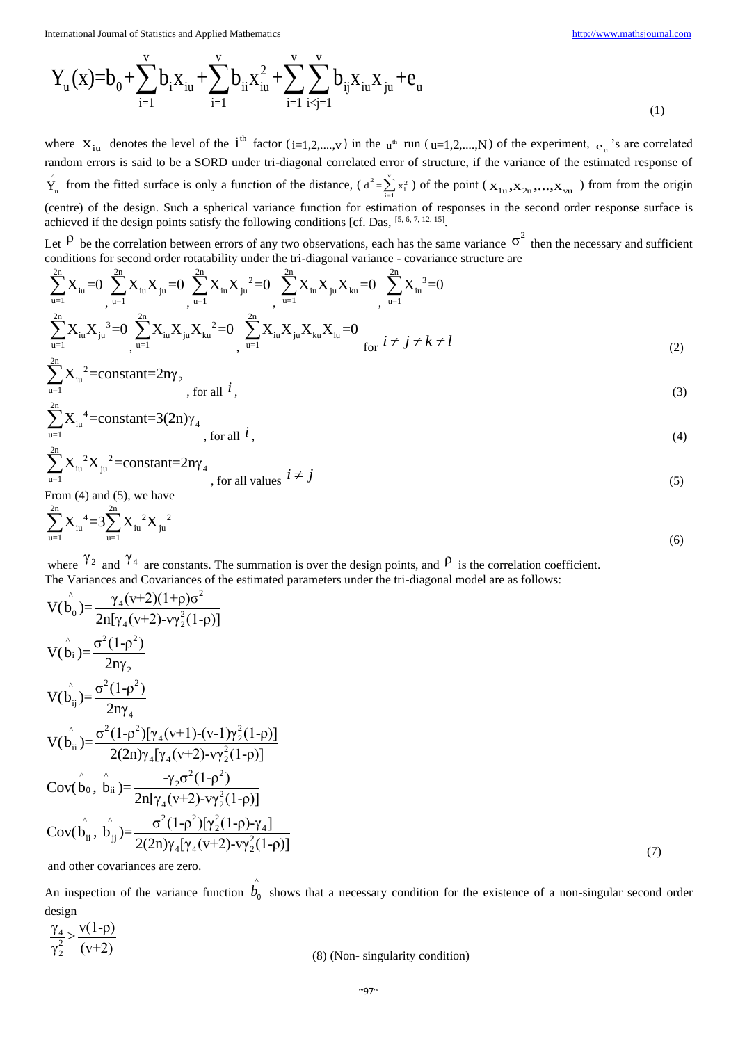$$Y_u(x)=b_0+\sum_{i=1}^{v} b_i x_{iu}+\sum_{i=1}^{v} b_{ii} x_{iu}^2+\sum_{i=1}^{v}\sum_{i<j=1}^{v} b_{ij} x_{iu} x_{ju}+e_u \tag{1}$$

where $x_{iu}$ denotes the level of the $i^{th}$ factor ($i=1,2,....,v$) in the $u^{th}$ run ($u=1,2,....,N$) of the experiment, $e_u$'s are correlated random errors is said to be a SORD under tri-diagonal correlated error of structure, if the variance of the estimated response of $\hat{Y}_u$ from the fitted surface is only a function of the distance, ($d^2=\sum_{i=1}^{v} x_i^2$) of the point ($x_{1u},x_{2u},...,x_{vu}$) from from the origin (centre) of the design. Such a spherical variance function for estimation of responses in the second order response surface is achieved if the design points satisfy the following conditions [cf. Das, [5, 6, 7, 12, 15]].

Let $\rho$ be the correlation between errors of any two observations, each has the same variance $\sigma^2$ then the necessary and sufficient conditions for second order rotatability under the tri-diagonal variance - covariance structure are

$$\sum_{u=1}^{2n} X_{iu}=0,\ \sum_{u=1}^{2n} X_{iu}X_{ju}=0,\ \sum_{u=1}^{2n} X_{iu}X_{ju}^2=0,\ \sum_{u=1}^{2n} X_{iu}X_{ju}X_{ku}=0,\ \sum_{u=1}^{2n} X_{iu}^3=0$$

$$\sum_{u=1}^{2n} X_{iu}X_{ju}^3=0,\ \sum_{u=1}^{2n} X_{iu}X_{ju}X_{ku}^2=0,\ \sum_{u=1}^{2n} X_{iu}X_{ju}X_{ku}X_{lu}=0 \quad \text{for } i\neq j\neq k\neq l \tag{2}$$

$$\sum_{u=1}^{2n} X_{iu}^2=\text{constant}=2n\gamma_2, \text{ for all } i, \tag{3}$$

$$\sum_{u=1}^{2n} X_{iu}^4=\text{constant}=3(2n)\gamma_4, \text{ for all } i, \tag{4}$$

$$\sum_{u=1}^{2n} X_{iu}^2X_{ju}^2=\text{constant}=2n\gamma_4, \text{ for all values } i\neq j \tag{5}$$

From (4) and (5), we have

$$\sum_{u=1}^{2n} X_{iu}^4=3\sum_{u=1}^{2n} X_{iu}^2X_{ju}^2 \tag{6}$$

where $\gamma_2$ and $\gamma_4$ are constants. The summation is over the design points, and $\rho$ is the correlation coefficient.

The Variances and Covariances of the estimated parameters under the tri-diagonal model are as follows:

$$V(\hat{b}_0)=\frac{\gamma_4(v+2)(1+\rho)\sigma^2}{2n[\gamma_4(v+2)-v\gamma_2^2(1-\rho)]}$$

$$V(\hat{b}_i)=\frac{\sigma^2(1-\rho^2)}{2n\gamma_2}$$

$$V(\hat{b}_{ij})=\frac{\sigma^2(1-\rho^2)}{2n\gamma_4}$$

$$V(\hat{b}_{ii})=\frac{\sigma^2(1-\rho^2)[\gamma_4(v+1)-(v-1)\gamma_2^2(1-\rho)]}{2(2n)\gamma_4[\gamma_4(v+2)-v\gamma_2^2(1-\rho)]}$$

$$Cov(\hat{b}_0,\hat{b}_{ii})=\frac{-\gamma_2\sigma^2(1-\rho^2)}{2n[\gamma_4(v+2)-v\gamma_2^2(1-\rho)]}$$

$$Cov(\hat{b}_{ii},\hat{b}_{jj})=\frac{\sigma^2(1-\rho^2)[\gamma_2^2(1-\rho)-\gamma_4]}{2(2n)\gamma_4[\gamma_4(v+2)-v\gamma_2^2(1-\rho)]} \tag{7}$$

and other covariances are zero.

An inspection of the variance function $\hat{b}_0$ shows that a necessary condition for the existence of a non-singular second order design

$$\frac{\gamma_4}{\gamma_2^2}>\frac{v(1-\rho)}{(v+2)}$$

(8) (Non- singularity condition)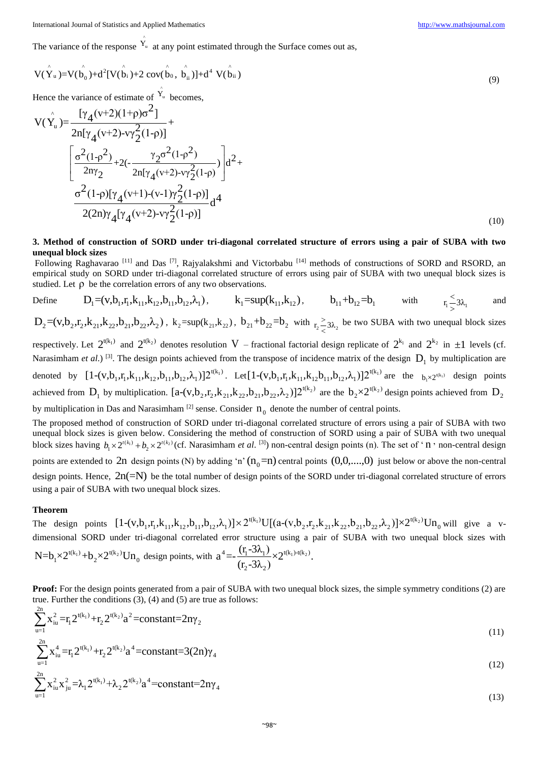The variance of the response $\hat{Y}_u$ at any point estimated through the Surface comes out as,

$$V(\hat{Y}_u)=V(\hat{b}_0)+d^2[V(\hat{b}_i)+2\,cov(\hat{b}_0,\,\hat{b}_{ii})]+d^4\;V(\hat{b}_{ii}) \tag{9}$$

Hence the variance of estimate of $\hat{Y}_u$ becomes,

$$V(\hat{Y}_u)=\frac{[\gamma_4(v+2)(1+\rho)\sigma^2]}{2n[\gamma_4(v+2)-v\gamma_2^2(1-\rho)]}+\left[\frac{\sigma^2(1-\rho^2)}{2n\gamma_2}+2(-\frac{\gamma_2\sigma^2(1-\rho^2)}{2n[\gamma_4(v+2)-v\gamma_2^2(1-\rho)})\right]d^2+\frac{\sigma^2(1-\rho)[\gamma_4(v+1)-(v-1)\gamma_2^2(1-\rho)]}{2(2n)\gamma_4[\gamma_4(v+2)-v\gamma_2^2(1-\rho)]}d^4 \tag{10}$$

## 3. Method of construction of SORD under tri-diagonal correlated structure of errors using a pair of SUBA with two unequal block sizes

Following Raghavarao [11] and Das [7], Rajyalakshmi and Victorbabu [14] methods of constructions of SORD and RSORD, an empirical study on SORD under tri-diagonal correlated structure of errors using pair of SUBA with two unequal block sizes is studied. Let $\rho$ be the correlation errors of any two observations.

Define $D_1=(v,b_1,r_1,k_{11},k_{12},b_{11},b_{12},\lambda_1)$, $k_1=\sup(k_{11},k_{12})$, $b_{11}+b_{12}=b_1$ with $r_1 \lesseqgtr 3\lambda_1$ and $D_2=(v,b_2,r_2,k_{21},k_{22},b_{21},b_{22},\lambda_2)$, $k_2=\sup(k_{21},k_{22})$, $b_{21}+b_{22}=b_2$ with $r_2 \gtreqless 3\lambda_2$ be two SUBA with two unequal block sizes respectively. Let $2^{t(k_1)}$ and $2^{t(k_2)}$ denotes resolution $V$ – fractional factorial design replicate of $2^{k_1}$ and $2^{k_2}$ in $\pm1$ levels (cf. Narasimham *et al.*) [3]. The design points achieved from the transpose of incidence matrix of the design $D_1$ by multiplication are denoted by $[1-(v,b_1,r_1,k_{11},k_{12},b_{11},b_{12},\lambda_1)]2^{t(k_1)}$. Let $[1-(v,b_1,r_1,k_{11},k_{12}b_{11},b_{12},\lambda_1)]2^{t(k_1)}$ are the $b_1\times2^{t(k_1)}$ design points achieved from $D_1$ by multiplication. $[a-(v,b_2,r_2,k_{21},k_{22},b_{21},b_{22},\lambda_2)]2^{t(k_2)}$ are the $b_2\times2^{t(k_2)}$ design points achieved from $D_2$ by multiplication in Das and Narasimham [2] sense. Consider $n_0$ denote the number of central points.

The proposed method of construction of SORD under tri-diagonal correlated structure of errors using a pair of SUBA with two unequal block sizes is given below. Considering the method of construction of SORD using a pair of SUBA with two unequal block sizes having $b_1\times2^{t(k_1)}+b_2\times2^{t(k_2)}$ (cf. Narasimham *et al.* [3]) non-central design points (n). The set of '$n$' non-central design points are extended to $2n$ design points (N) by adding 'n' $(n_0=n)$ central points $(0,0,....,0)$ just below or above the non-central design points. Hence, $2n(=N)$ be the total number of design points of the SORD under tri-diagonal correlated structure of errors using a pair of SUBA with two unequal block sizes.

### Theorem

The design points $[1-(v,b_1,r_1,k_{11},k_{12},b_{11},b_{12},\lambda_1)]\times2^{t(k_1)}U[(a-(v,b_2,r_2,k_{21},k_{22},b_{21},b_{22},\lambda_2)]\times2^{t(k_2)}Un_0$ will give a v-dimensional SORD under tri-diagonal correlated error structure using a pair of SUBA with two unequal block sizes with $N=b_1\times2^{t(k_1)}+b_2\times2^{t(k_2)}Un_0$ design points, with $a^4=-\frac{(r_1-3\lambda_1)}{(r_2-3\lambda_2)}\times2^{t(k_1)-t(k_2)}$.

**Proof:** For the design points generated from a pair of SUBA with two unequal block sizes, the simple symmetry conditions (2) are true. Further the conditions (3), (4) and (5) are true as follows:

$$\sum_{u=1}^{2n}x_{iu}^2=r_1 2^{t(k_1)}+r_2 2^{t(k_2)}a^2=\text{constant}=2n\gamma_2 \tag{11}$$

$$\sum_{u=1}^{2n}x_{iu}^4=r_1 2^{t(k_1)}+r_2 2^{t(k_2)}a^4=\text{constant}=3(2n)\gamma_4 \tag{12}$$

$$\sum_{u=1}^{2n}x_{iu}^2x_{ju}^2=\lambda_1 2^{t(k_1)}+\lambda_2 2^{t(k_2)}a^4=\text{constant}=2n\gamma_4 \tag{13}$$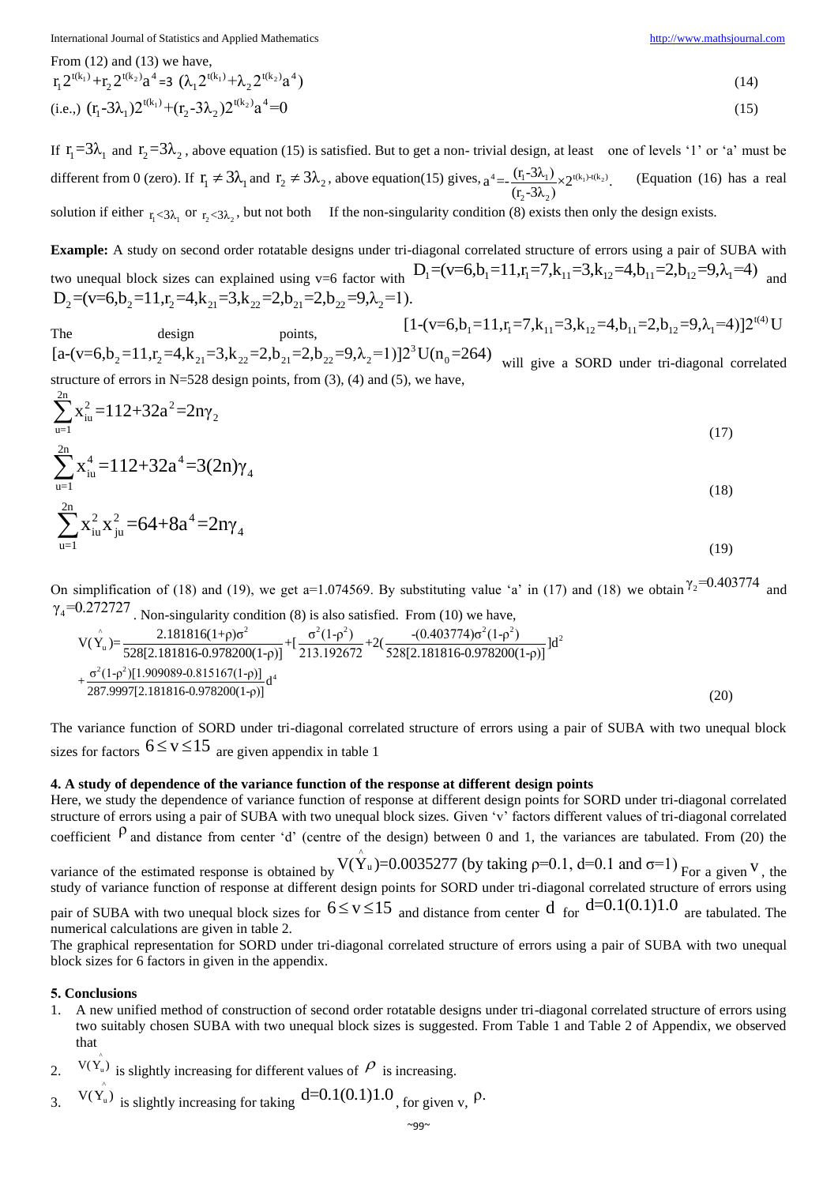From (12) and (13) we have,

$$r_1 2^{t(k_1)} + r_2 2^{t(k_2)} a^4 = 3\ (\lambda_1 2^{t(k_1)} + \lambda_2 2^{t(k_2)} a^4) \tag{14}$$

$$\text{(i.e.,)}\ (r_1 - 3\lambda_1) 2^{t(k_1)} + (r_2 - 3\lambda_2) 2^{t(k_2)} a^4 = 0 \tag{15}$$

If $r_1 = 3\lambda_1$ and $r_2 = 3\lambda_2$, above equation (15) is satisfied. But to get a non- trivial design, at least one of levels '1' or 'a' must be different from 0 (zero). If $r_1 \neq 3\lambda_1$ and $r_2 \neq 3\lambda_2$, above equation(15) gives, $a^4 = -\frac{(r_1 - 3\lambda_1)}{(r_2 - 3\lambda_2)} \times 2^{t(k_1)-t(k_2)}$. (Equation (16) has a real solution if either $r_1 < 3\lambda_1$ or $r_2 < 3\lambda_2$, but not both If the non-singularity condition (8) exists then only the design exists.

**Example:** A study on second order rotatable designs under tri-diagonal correlated structure of errors using a pair of SUBA with two unequal block sizes can explained using v=6 factor with $D_1 = (v=6, b_1 = 11, r_1 = 7, k_{11} = 3, k_{12} = 4, b_{11} = 2, b_{12} = 9, \lambda_1 = 4)$ and $D_2 = (v=6, b_2 = 11, r_2 = 4, k_{21} = 3, k_{22} = 2, b_{21} = 2, b_{22} = 9, \lambda_2 = 1)$.

The design points, $[1-(v=6, b_1 = 11, r_1 = 7, k_{11} = 3, k_{12} = 4, b_{11} = 2, b_{12} = 9, \lambda_1 = 4)]2^{t(4)} U$ $[a-(v=6, b_2 = 11, r_2 = 4, k_{21} = 3, k_{22} = 2, b_{21} = 2, b_{22} = 9, \lambda_2 = 1)]2^3 U(n_0 = 264)$ will give a SORD under tri-diagonal correlated structure of errors in N=528 design points, from (3), (4) and (5), we have,

$$\sum_{u=1}^{2n} x_{iu}^2 = 112 + 32a^2 = 2n\gamma_2 \tag{17}$$

$$\sum_{u=1}^{2n} x_{iu}^4 = 112 + 32a^4 = 3(2n)\gamma_4 \tag{18}$$

$$\sum_{u=1}^{2n} x_{iu}^2 x_{ju}^2 = 64 + 8a^4 = 2n\gamma_4 \tag{19}$$

On simplification of (18) and (19), we get a=1.074569. By substituting value 'a' in (17) and (18) we obtain $\gamma_2 = 0.403774$ and $\gamma_4 = 0.272727$. Non-singularity condition (8) is also satisfied. From (10) we have,

$$V(\hat{Y}_u) = \frac{2.181816(1+\rho)\sigma^2}{528[2.181816 - 0.978200(1-\rho)]} + \left[\frac{\sigma^2(1-\rho^2)}{213.192672} + 2\left(\frac{-(0.403774)\sigma^2(1-\rho^2)}{528[2.181816 - 0.978200(1-\rho)]}\right)\right]d^2$$
$$+ \frac{\sigma^2(1-\rho^2)[1.909089 - 0.815167(1-\rho)]}{287.9997[2.181816 - 0.978200(1-\rho)]} d^4 \tag{20}$$

The variance function of SORD under tri-diagonal correlated structure of errors using a pair of SUBA with two unequal block sizes for factors $6 \leq v \leq 15$ are given appendix in table 1

### 4. A study of dependence of the variance function of the response at different design points

Here, we study the dependence of variance function of response at different design points for SORD under tri-diagonal correlated structure of errors using a pair of SUBA with two unequal block sizes. Given 'v' factors different values of tri-diagonal correlated coefficient $\rho$ and distance from center 'd' (centre of the design) between 0 and 1, the variances are tabulated. From (20) the variance of the estimated response is obtained by $V(\hat{Y}_u) = 0.0035277$ (by taking $\rho = 0.1$, $d = 0.1$ and $\sigma = 1$) For a given $v$, the study of variance function of response at different design points for SORD under tri-diagonal correlated structure of errors using pair of SUBA with two unequal block sizes for $6 \leq v \leq 15$ and distance from center $d$ for $d = 0.1(0.1)1.0$ are tabulated. The numerical calculations are given in table 2.

The graphical representation for SORD under tri-diagonal correlated structure of errors using a pair of SUBA with two unequal block sizes for 6 factors in given in the appendix.

### 5. Conclusions

1. A new unified method of construction of second order rotatable designs under tri-diagonal correlated structure of errors using two suitably chosen SUBA with two unequal block sizes is suggested. From Table 1 and Table 2 of Appendix, we observed that
2. $V(\hat{Y}_u)$ is slightly increasing for different values of $\rho$ is increasing.
3. $V(\hat{Y}_u)$ is slightly increasing for taking $d = 0.1(0.1)1.0$, for given v, $\rho$.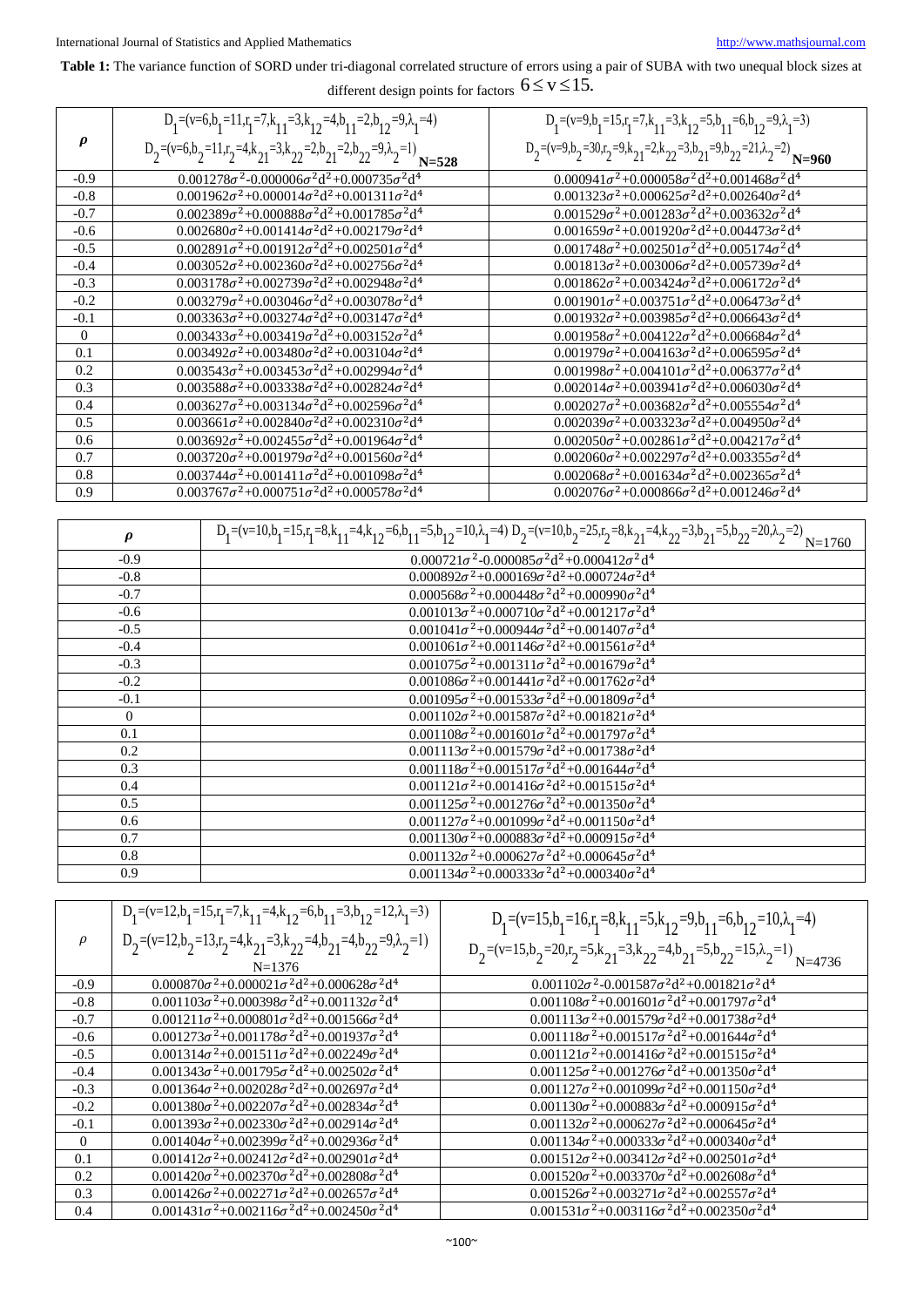**Table 1:** The variance function of SORD under tri-diagonal correlated structure of errors using a pair of SUBA with two unequal block sizes at different design points for factors $6 \leq v \leq 15$.

| $\rho$ | $D_1$=($v$=6,$b_1$=11,$r_1$=7,$k_{11}$=3,$k_{12}$=4,$b_{11}$=2,$b_{12}$=9,$\lambda_1$=4) $D_2$=($v$=6,$b_2$=11,$r_2$=4,$k_{21}$=3,$k_{22}$=2,$b_{21}$=2,$b_{22}$=9,$\lambda_2$=1) **N=528** | $D_1$=($v$=9,$b_1$=15,$r_1$=7,$k_{11}$=3,$k_{12}$=5,$b_{11}$=6,$b_{12}$=9,$\lambda_1$=3) $D_2$=($v$=9,$b_2$=30,$r_2$=9,$k_{21}$=2,$k_{22}$=3,$b_{21}$=9,$b_{22}$=21,$\lambda_2$=2) **N=960** |
|---|---|---|
| -0.9 | $0.001278\sigma^2$-$0.000006\sigma^2d^2$+$0.000735\sigma^2d^4$ | $0.000941\sigma^2$+$0.000058\sigma^2d^2$+$0.001468\sigma^2d^4$ |
| -0.8 | $0.001962\sigma^2$+$0.000014\sigma^2d^2$+$0.001311\sigma^2d^4$ | $0.001323\sigma^2$+$0.000625\sigma^2d^2$+$0.002640\sigma^2d^4$ |
| -0.7 | $0.002389\sigma^2$+$0.000888\sigma^2d^2$+$0.001785\sigma^2d^4$ | $0.001529\sigma^2$+$0.001283\sigma^2d^2$+$0.003632\sigma^2d^4$ |
| -0.6 | $0.002680\sigma^2$+$0.001414\sigma^2d^2$+$0.002179\sigma^2d^4$ | $0.001659\sigma^2$+$0.001920\sigma^2d^2$+$0.004473\sigma^2d^4$ |
| -0.5 | $0.002891\sigma^2$+$0.001912\sigma^2d^2$+$0.002501\sigma^2d^4$ | $0.001748\sigma^2$+$0.002501\sigma^2d^2$+$0.005174\sigma^2d^4$ |
| -0.4 | $0.003052\sigma^2$+$0.002360\sigma^2d^2$+$0.002756\sigma^2d^4$ | $0.001813\sigma^2$+$0.003006\sigma^2d^2$+$0.005739\sigma^2d^4$ |
| -0.3 | $0.003178\sigma^2$+$0.002739\sigma^2d^2$+$0.002948\sigma^2d^4$ | $0.001862\sigma^2$+$0.003424\sigma^2d^2$+$0.006172\sigma^2d^4$ |
| -0.2 | $0.003279\sigma^2$+$0.003046\sigma^2d^2$+$0.003078\sigma^2d^4$ | $0.001901\sigma^2$+$0.003751\sigma^2d^2$+$0.006473\sigma^2d^4$ |
| -0.1 | $0.003363\sigma^2$+$0.003274\sigma^2d^2$+$0.003147\sigma^2d^4$ | $0.001932\sigma^2$+$0.003985\sigma^2d^2$+$0.006643\sigma^2d^4$ |
| 0 | $0.003433\sigma^2$+$0.003419\sigma^2d^2$+$0.003152\sigma^2d^4$ | $0.001958\sigma^2$+$0.004122\sigma^2d^2$+$0.006684\sigma^2d^4$ |
| 0.1 | $0.003492\sigma^2$+$0.003480\sigma^2d^2$+$0.003104\sigma^2d^4$ | $0.001979\sigma^2$+$0.004163\sigma^2d^2$+$0.006595\sigma^2d^4$ |
| 0.2 | $0.003543\sigma^2$+$0.003453\sigma^2d^2$+$0.002994\sigma^2d^4$ | $0.001998\sigma^2$+$0.004101\sigma^2d^2$+$0.006377\sigma^2d^4$ |
| 0.3 | $0.003588\sigma^2$+$0.003338\sigma^2d^2$+$0.002824\sigma^2d^4$ | $0.002014\sigma^2$+$0.003941\sigma^2d^2$+$0.006030\sigma^2d^4$ |
| 0.4 | $0.003627\sigma^2$+$0.003134\sigma^2d^2$+$0.002596\sigma^2d^4$ | $0.002027\sigma^2$+$0.003682\sigma^2d^2$+$0.005554\sigma^2d^4$ |
| 0.5 | $0.003661\sigma^2$+$0.002840\sigma^2d^2$+$0.002310\sigma^2d^4$ | $0.002039\sigma^2$+$0.003323\sigma^2d^2$+$0.004950\sigma^2d^4$ |
| 0.6 | $0.003692\sigma^2$+$0.002455\sigma^2d^2$+$0.001964\sigma^2d^4$ | $0.002050\sigma^2$+$0.002861\sigma^2d^2$+$0.004217\sigma^2d^4$ |
| 0.7 | $0.003720\sigma^2$+$0.001979\sigma^2d^2$+$0.001560\sigma^2d^4$ | $0.002060\sigma^2$+$0.002297\sigma^2d^2$+$0.003355\sigma^2d^4$ |
| 0.8 | $0.003744\sigma^2$+$0.001411\sigma^2d^2$+$0.001098\sigma^2d^4$ | $0.002068\sigma^2$+$0.001634\sigma^2d^2$+$0.002365\sigma^2d^4$ |
| 0.9 | $0.003767\sigma^2$+$0.000751\sigma^2d^2$+$0.000578\sigma^2d^4$ | $0.002076\sigma^2$+$0.000866\sigma^2d^2$+$0.001246\sigma^2d^4$ |

| $\rho$ | $D_1$=($v$=10,$b_1$=15,$r_1$=8,$k_{11}$=4,$k_{12}$=6,$b_{11}$=5,$b_{12}$=10,$\lambda_1$=4) $D_2$=($v$=10,$b_2$=25,$r_2$=8,$k_{21}$=4,$k_{22}$=3,$b_{21}$=5,$b_{22}$=20,$\lambda_2$=2) N=1760 |
|---|---|
| -0.9 | $0.000721\sigma^2$-$0.000085\sigma^2d^2$+$0.000412\sigma^2d^4$ |
| -0.8 | $0.000892\sigma^2$+$0.000169\sigma^2d^2$+$0.000724\sigma^2d^4$ |
| -0.7 | $0.000568\sigma^2$+$0.000448\sigma^2d^2$+$0.000990\sigma^2d^4$ |
| -0.6 | $0.001013\sigma^2$+$0.000710\sigma^2d^2$+$0.001217\sigma^2d^4$ |
| -0.5 | $0.001041\sigma^2$+$0.000944\sigma^2d^2$+$0.001407\sigma^2d^4$ |
| -0.4 | $0.001061\sigma^2$+$0.001146\sigma^2d^2$+$0.001561\sigma^2d^4$ |
| -0.3 | $0.001075\sigma^2$+$0.001311\sigma^2d^2$+$0.001679\sigma^2d^4$ |
| -0.2 | $0.001086\sigma^2$+$0.001441\sigma^2d^2$+$0.001762\sigma^2d^4$ |
| -0.1 | $0.001095\sigma^2$+$0.001533\sigma^2d^2$+$0.001809\sigma^2d^4$ |
| 0 | $0.001102\sigma^2$+$0.001587\sigma^2d^2$+$0.001821\sigma^2d^4$ |
| 0.1 | $0.001108\sigma^2$+$0.001601\sigma^2d^2$+$0.001797\sigma^2d^4$ |
| 0.2 | $0.001113\sigma^2$+$0.001579\sigma^2d^2$+$0.001738\sigma^2d^4$ |
| 0.3 | $0.001118\sigma^2$+$0.001517\sigma^2d^2$+$0.001644\sigma^2d^4$ |
| 0.4 | $0.001121\sigma^2$+$0.001416\sigma^2d^2$+$0.001515\sigma^2d^4$ |
| 0.5 | $0.001125\sigma^2$+$0.001276\sigma^2d^2$+$0.001350\sigma^2d^4$ |
| 0.6 | $0.001127\sigma^2$+$0.001099\sigma^2d^2$+$0.001150\sigma^2d^4$ |
| 0.7 | $0.001130\sigma^2$+$0.000883\sigma^2d^2$+$0.000915\sigma^2d^4$ |
| 0.8 | $0.001132\sigma^2$+$0.000627\sigma^2d^2$+$0.000645\sigma^2d^4$ |
| 0.9 | $0.001134\sigma^2$+$0.000333\sigma^2d^2$+$0.000340\sigma^2d^4$ |

| $\rho$ | $D_1$=($v$=12,$b_1$=15,$r_1$=7,$k_{11}$=4,$k_{12}$=6,$b_{11}$=3,$b_{12}$=12,$\lambda_1$=3) $D_2$=($v$=12,$b_2$=13,$r_2$=4,$k_{21}$=3,$k_{22}$=4,$b_{21}$=4,$b_{22}$=9,$\lambda_2$=1) N=1376 | $D_1$=($v$=15,$b_1$=16,$r_1$=8,$k_{11}$=5,$k_{12}$=9,$b_{11}$=6,$b_{12}$=10,$\lambda_1$=4) $D_2$=($v$=15,$b_2$=20,$r_2$=5,$k_{21}$=3,$k_{22}$=4,$b_{21}$=5,$b_{22}$=15,$\lambda_2$=1) N=4736 |
|---|---|---|
| -0.9 | $0.000870\sigma^2$+$0.000021\sigma^2d^2$+$0.000628\sigma^2d^4$ | $0.001102\sigma^2$-$0.001587\sigma^2d^2$+$0.001821\sigma^2d^4$ |
| -0.8 | $0.001103\sigma^2$+$0.000398\sigma^2d^2$+$0.001132\sigma^2d^4$ | $0.001108\sigma^2$+$0.001601\sigma^2d^2$+$0.001797\sigma^2d^4$ |
| -0.7 | $0.001211\sigma^2$+$0.000801\sigma^2d^2$+$0.001566\sigma^2d^4$ | $0.001113\sigma^2$+$0.001579\sigma^2d^2$+$0.001738\sigma^2d^4$ |
| -0.6 | $0.001273\sigma^2$+$0.001178\sigma^2d^2$+$0.001937\sigma^2d^4$ | $0.001118\sigma^2$+$0.001517\sigma^2d^2$+$0.001644\sigma^2d^4$ |
| -0.5 | $0.001314\sigma^2$+$0.001511\sigma^2d^2$+$0.002249\sigma^2d^4$ | $0.001121\sigma^2$+$0.001416\sigma^2d^2$+$0.001515\sigma^2d^4$ |
| -0.4 | $0.001343\sigma^2$+$0.001795\sigma^2d^2$+$0.002502\sigma^2d^4$ | $0.001125\sigma^2$+$0.001276\sigma^2d^2$+$0.001350\sigma^2d^4$ |
| -0.3 | $0.001364\sigma^2$+$0.002028\sigma^2d^2$+$0.002697\sigma^2d^4$ | $0.001127\sigma^2$+$0.001099\sigma^2d^2$+$0.001150\sigma^2d^4$ |
| -0.2 | $0.001380\sigma^2$+$0.002207\sigma^2d^2$+$0.002834\sigma^2d^4$ | $0.001130\sigma^2$+$0.000883\sigma^2d^2$+$0.000915\sigma^2d^4$ |
| -0.1 | $0.001393\sigma^2$+$0.002330\sigma^2d^2$+$0.002914\sigma^2d^4$ | $0.001132\sigma^2$+$0.000627\sigma^2d^2$+$0.000645\sigma^2d^4$ |
| 0 | $0.001404\sigma^2$+$0.002399\sigma^2d^2$+$0.002936\sigma^2d^4$ | $0.001134\sigma^2$+$0.000333\sigma^2d^2$+$0.000340\sigma^2d^4$ |
| 0.1 | $0.001412\sigma^2$+$0.002412\sigma^2d^2$+$0.002901\sigma^2d^4$ | $0.001512\sigma^2$+$0.003412\sigma^2d^2$+$0.002501\sigma^2d^4$ |
| 0.2 | $0.001420\sigma^2$+$0.002370\sigma^2d^2$+$0.002808\sigma^2d^4$ | $0.001520\sigma^2$+$0.003370\sigma^2d^2$+$0.002608\sigma^2d^4$ |
| 0.3 | $0.001426\sigma^2$+$0.002271\sigma^2d^2$+$0.002657\sigma^2d^4$ | $0.001526\sigma^2$+$0.003271\sigma^2d^2$+$0.002557\sigma^2d^4$ |
| 0.4 | $0.001431\sigma^2$+$0.002116\sigma^2d^2$+$0.002450\sigma^2d^4$ | $0.001531\sigma^2$+$0.003116\sigma^2d^2$+$0.002350\sigma^2d^4$ |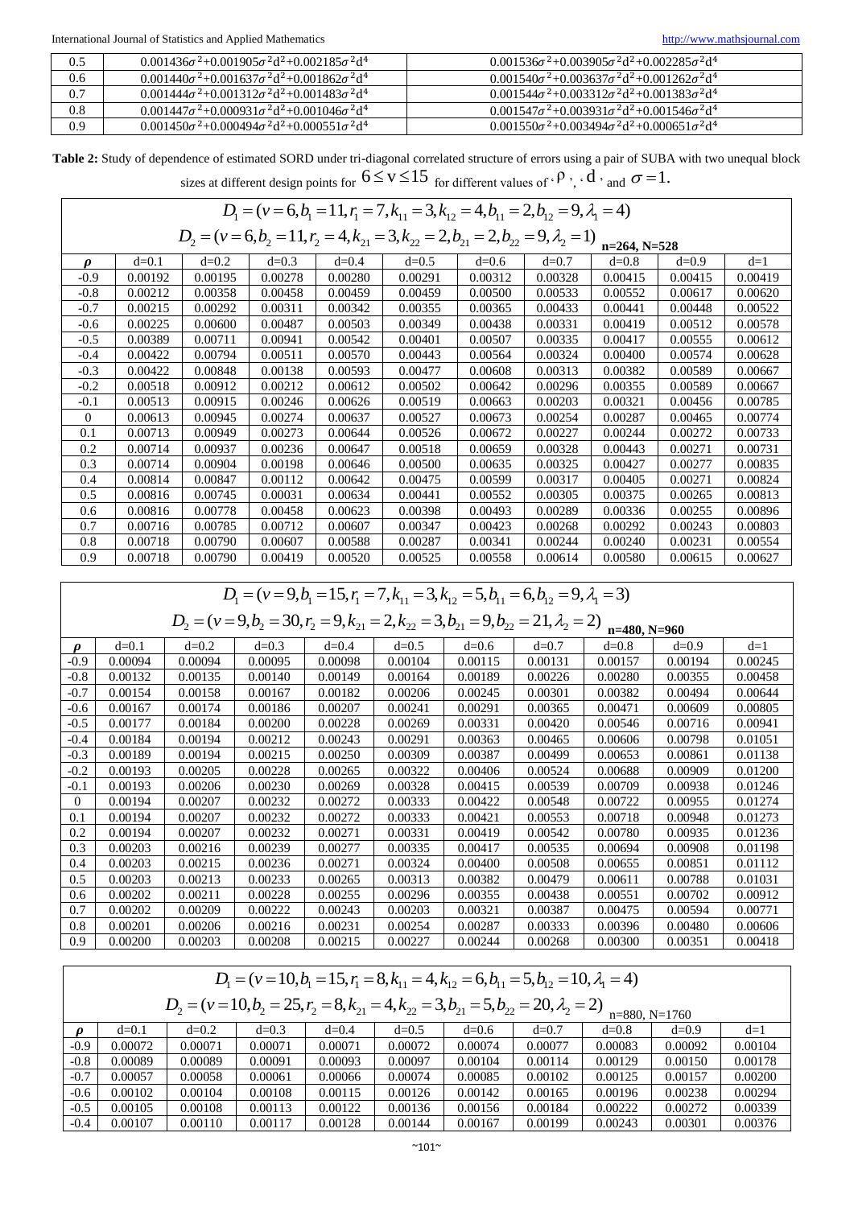| 0.5 | $0.001436\sigma^2+0.001905\sigma^2 d^2+0.002185\sigma^2 d^4$ | $0.001536\sigma^2+0.003905\sigma^2 d^2+0.002285\sigma^2 d^4$ |
|---|---|---|
| 0.6 | $0.001440\sigma^2+0.001637\sigma^2 d^2+0.001862\sigma^2 d^4$ | $0.001540\sigma^2+0.003637\sigma^2 d^2+0.001262\sigma^2 d^4$ |
| 0.7 | $0.001444\sigma^2+0.001312\sigma^2 d^2+0.001483\sigma^2 d^4$ | $0.001544\sigma^2+0.003312\sigma^2 d^2+0.001383\sigma^2 d^4$ |
| 0.8 | $0.001447\sigma^2+0.000931\sigma^2 d^2+0.001046\sigma^2 d^4$ | $0.001547\sigma^2+0.003931\sigma^2 d^2+0.001546\sigma^2 d^4$ |
| 0.9 | $0.001450\sigma^2+0.000494\sigma^2 d^2+0.000551\sigma^2 d^4$ | $0.001550\sigma^2+0.003494\sigma^2 d^2+0.000651\sigma^2 d^4$ |

**Table 2:** Study of dependence of estimated SORD under tri-diagonal correlated structure of errors using a pair of SUBA with two unequal block sizes at different design points for $6 \le v \le 15$ for different values of $\rho$, $d$, and $\sigma = 1$.

$D_1 = (v=6, b_1=11, r_1=7, k_{11}=3, k_{12}=4, b_{11}=2, b_{12}=9, \lambda_1=4)$

$D_2 = (v=6, b_2=11, r_2=4, k_{21}=3, k_{22}=2, b_{21}=2, b_{22}=9, \lambda_2=1)$ n=264, N=528

| $\rho$ | d=0.1 | d=0.2 | d=0.3 | d=0.4 | d=0.5 | d=0.6 | d=0.7 | d=0.8 | d=0.9 | d=1 |
|---|---|---|---|---|---|---|---|---|---|---|
| -0.9 | 0.00192 | 0.00195 | 0.00278 | 0.00280 | 0.00291 | 0.00312 | 0.00328 | 0.00415 | 0.00415 | 0.00419 |
| -0.8 | 0.00212 | 0.00358 | 0.00458 | 0.00459 | 0.00459 | 0.00500 | 0.00533 | 0.00552 | 0.00617 | 0.00620 |
| -0.7 | 0.00215 | 0.00292 | 0.00311 | 0.00342 | 0.00355 | 0.00365 | 0.00433 | 0.00441 | 0.00448 | 0.00522 |
| -0.6 | 0.00225 | 0.00600 | 0.00487 | 0.00503 | 0.00349 | 0.00438 | 0.00331 | 0.00419 | 0.00512 | 0.00578 |
| -0.5 | 0.00389 | 0.00711 | 0.00941 | 0.00542 | 0.00401 | 0.00507 | 0.00335 | 0.00417 | 0.00555 | 0.00612 |
| -0.4 | 0.00422 | 0.00794 | 0.00511 | 0.00570 | 0.00443 | 0.00564 | 0.00324 | 0.00400 | 0.00574 | 0.00628 |
| -0.3 | 0.00422 | 0.00848 | 0.00138 | 0.00593 | 0.00477 | 0.00608 | 0.00313 | 0.00382 | 0.00589 | 0.00667 |
| -0.2 | 0.00518 | 0.00912 | 0.00212 | 0.00612 | 0.00502 | 0.00642 | 0.00296 | 0.00355 | 0.00589 | 0.00667 |
| -0.1 | 0.00513 | 0.00915 | 0.00246 | 0.00626 | 0.00519 | 0.00663 | 0.00203 | 0.00321 | 0.00456 | 0.00785 |
| 0 | 0.00613 | 0.00945 | 0.00274 | 0.00637 | 0.00527 | 0.00673 | 0.00254 | 0.00287 | 0.00465 | 0.00774 |
| 0.1 | 0.00713 | 0.00949 | 0.00273 | 0.00644 | 0.00526 | 0.00672 | 0.00227 | 0.00244 | 0.00272 | 0.00733 |
| 0.2 | 0.00714 | 0.00937 | 0.00236 | 0.00647 | 0.00518 | 0.00659 | 0.00328 | 0.00443 | 0.00271 | 0.00731 |
| 0.3 | 0.00714 | 0.00904 | 0.00198 | 0.00646 | 0.00500 | 0.00635 | 0.00325 | 0.00427 | 0.00277 | 0.00835 |
| 0.4 | 0.00814 | 0.00847 | 0.00112 | 0.00642 | 0.00475 | 0.00599 | 0.00317 | 0.00405 | 0.00271 | 0.00824 |
| 0.5 | 0.00816 | 0.00745 | 0.00031 | 0.00634 | 0.00441 | 0.00552 | 0.00305 | 0.00375 | 0.00265 | 0.00813 |
| 0.6 | 0.00816 | 0.00778 | 0.00458 | 0.00623 | 0.00398 | 0.00493 | 0.00289 | 0.00336 | 0.00255 | 0.00896 |
| 0.7 | 0.00716 | 0.00785 | 0.00712 | 0.00607 | 0.00347 | 0.00423 | 0.00268 | 0.00292 | 0.00243 | 0.00803 |
| 0.8 | 0.00718 | 0.00790 | 0.00607 | 0.00588 | 0.00287 | 0.00341 | 0.00244 | 0.00240 | 0.00231 | 0.00554 |
| 0.9 | 0.00718 | 0.00790 | 0.00419 | 0.00520 | 0.00525 | 0.00558 | 0.00614 | 0.00580 | 0.00615 | 0.00627 |

$D_1 = (v=9, b_1=15, r_1=7, k_{11}=3, k_{12}=5, b_{11}=6, b_{12}=9, \lambda_1=3)$

$D_2 = (v=9, b_2=30, r_2=9, k_{21}=2, k_{22}=3, b_{21}=9, b_{22}=21, \lambda_2=2)$ n=480, N=960

| $\rho$ | d=0.1 | d=0.2 | d=0.3 | d=0.4 | d=0.5 | d=0.6 | d=0.7 | d=0.8 | d=0.9 | d=1 |
|---|---|---|---|---|---|---|---|---|---|---|
| -0.9 | 0.00094 | 0.00094 | 0.00095 | 0.00098 | 0.00104 | 0.00115 | 0.00131 | 0.00157 | 0.00194 | 0.00245 |
| -0.8 | 0.00132 | 0.00135 | 0.00140 | 0.00149 | 0.00164 | 0.00189 | 0.00226 | 0.00280 | 0.00355 | 0.00458 |
| -0.7 | 0.00154 | 0.00158 | 0.00167 | 0.00182 | 0.00206 | 0.00245 | 0.00301 | 0.00382 | 0.00494 | 0.00644 |
| -0.6 | 0.00167 | 0.00174 | 0.00186 | 0.00207 | 0.00241 | 0.00291 | 0.00365 | 0.00471 | 0.00609 | 0.00805 |
| -0.5 | 0.00177 | 0.00184 | 0.00200 | 0.00228 | 0.00269 | 0.00331 | 0.00420 | 0.00546 | 0.00716 | 0.00941 |
| -0.4 | 0.00184 | 0.00194 | 0.00212 | 0.00243 | 0.00291 | 0.00363 | 0.00465 | 0.00606 | 0.00798 | 0.01051 |
| -0.3 | 0.00189 | 0.00194 | 0.00215 | 0.00250 | 0.00309 | 0.00387 | 0.00499 | 0.00653 | 0.00861 | 0.01138 |
| -0.2 | 0.00193 | 0.00205 | 0.00228 | 0.00265 | 0.00322 | 0.00406 | 0.00524 | 0.00688 | 0.00909 | 0.01200 |
| -0.1 | 0.00193 | 0.00206 | 0.00230 | 0.00269 | 0.00328 | 0.00415 | 0.00539 | 0.00709 | 0.00938 | 0.01246 |
| 0 | 0.00194 | 0.00207 | 0.00232 | 0.00272 | 0.00333 | 0.00422 | 0.00548 | 0.00722 | 0.00955 | 0.01274 |
| 0.1 | 0.00194 | 0.00207 | 0.00232 | 0.00272 | 0.00333 | 0.00421 | 0.00553 | 0.00718 | 0.00948 | 0.01273 |
| 0.2 | 0.00194 | 0.00207 | 0.00232 | 0.00271 | 0.00331 | 0.00419 | 0.00542 | 0.00780 | 0.00935 | 0.01236 |
| 0.3 | 0.00203 | 0.00216 | 0.00239 | 0.00277 | 0.00335 | 0.00417 | 0.00535 | 0.00694 | 0.00908 | 0.01198 |
| 0.4 | 0.00203 | 0.00215 | 0.00236 | 0.00271 | 0.00324 | 0.00400 | 0.00508 | 0.00655 | 0.00851 | 0.01112 |
| 0.5 | 0.00203 | 0.00213 | 0.00233 | 0.00265 | 0.00313 | 0.00382 | 0.00479 | 0.00611 | 0.00788 | 0.01031 |
| 0.6 | 0.00202 | 0.00211 | 0.00228 | 0.00255 | 0.00296 | 0.00355 | 0.00438 | 0.00551 | 0.00702 | 0.00912 |
| 0.7 | 0.00202 | 0.00209 | 0.00222 | 0.00243 | 0.00203 | 0.00321 | 0.00387 | 0.00475 | 0.00594 | 0.00771 |
| 0.8 | 0.00201 | 0.00206 | 0.00216 | 0.00231 | 0.00254 | 0.00287 | 0.00333 | 0.00396 | 0.00480 | 0.00606 |
| 0.9 | 0.00200 | 0.00203 | 0.00208 | 0.00215 | 0.00227 | 0.00244 | 0.00268 | 0.00300 | 0.00351 | 0.00418 |

$D_1 = (v=10, b_1=15, r_1=8, k_{11}=4, k_{12}=6, b_{11}=5, b_{12}=10, \lambda_1=4)$

$D_2 = (v=10, b_2=25, r_2=8, k_{21}=4, k_{22}=3, b_{21}=5, b_{22}=20, \lambda_2=2)$ n=880, N=1760

| $\rho$ | d=0.1 | d=0.2 | d=0.3 | d=0.4 | d=0.5 | d=0.6 | d=0.7 | d=0.8 | d=0.9 | d=1 |
|---|---|---|---|---|---|---|---|---|---|---|
| -0.9 | 0.00072 | 0.00071 | 0.00071 | 0.00071 | 0.00072 | 0.00074 | 0.00077 | 0.00083 | 0.00092 | 0.00104 |
| -0.8 | 0.00089 | 0.00089 | 0.00091 | 0.00093 | 0.00097 | 0.00104 | 0.00114 | 0.00129 | 0.00150 | 0.00178 |
| -0.7 | 0.00057 | 0.00058 | 0.00061 | 0.00066 | 0.00074 | 0.00085 | 0.00102 | 0.00125 | 0.00157 | 0.00200 |
| -0.6 | 0.00102 | 0.00104 | 0.00108 | 0.00115 | 0.00126 | 0.00142 | 0.00165 | 0.00196 | 0.00238 | 0.00294 |
| -0.5 | 0.00105 | 0.00108 | 0.00113 | 0.00122 | 0.00136 | 0.00156 | 0.00184 | 0.00222 | 0.00272 | 0.00339 |
| -0.4 | 0.00107 | 0.00110 | 0.00117 | 0.00128 | 0.00144 | 0.00167 | 0.00199 | 0.00243 | 0.00301 | 0.00376 |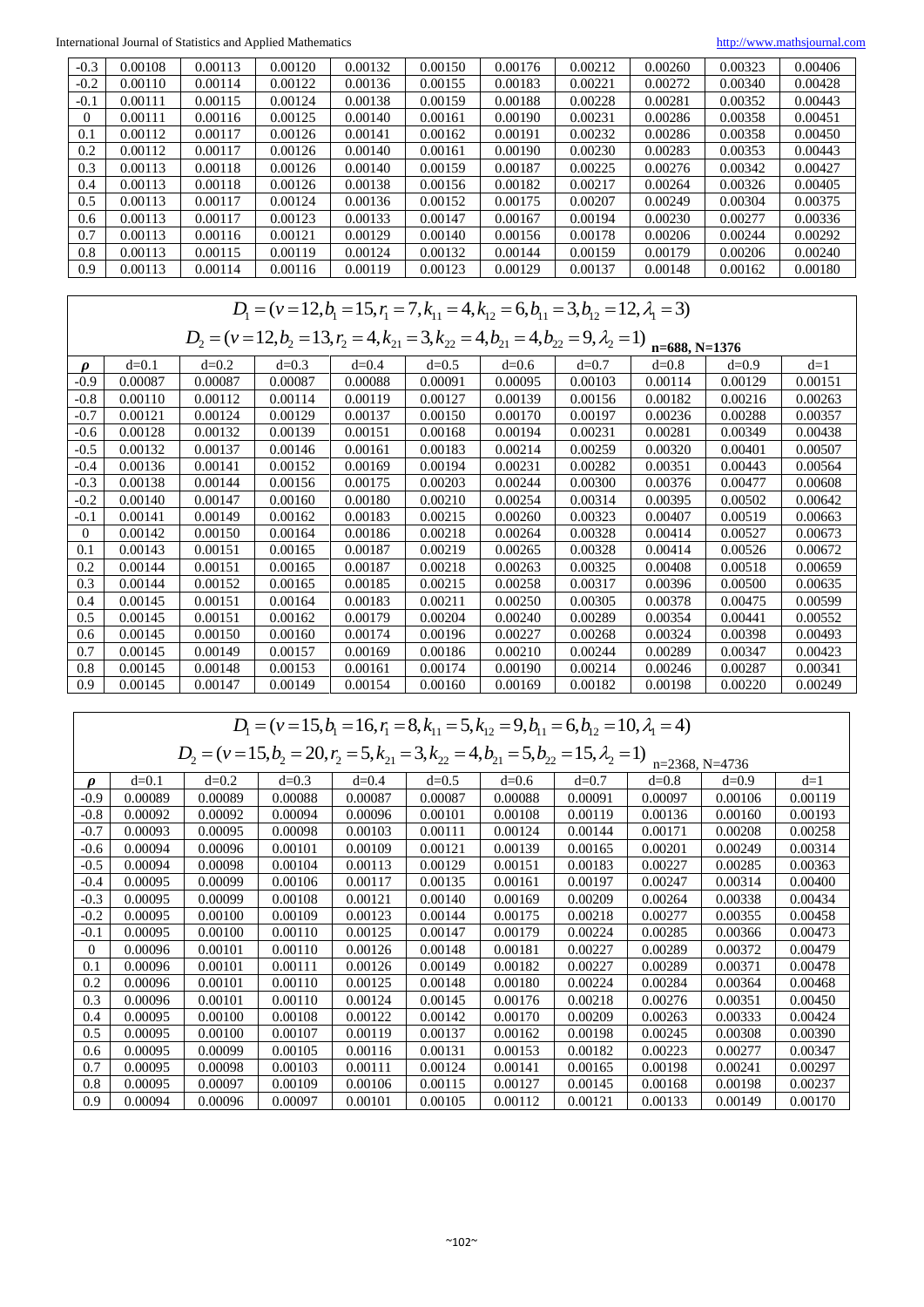| -0.3 | 0.00108 | 0.00113 | 0.00120 | 0.00132 | 0.00150 | 0.00176 | 0.00212 | 0.00260 | 0.00323 | 0.00406 |
|---|---|---|---|---|---|---|---|---|---|---|
| -0.2 | 0.00110 | 0.00114 | 0.00122 | 0.00136 | 0.00155 | 0.00183 | 0.00221 | 0.00272 | 0.00340 | 0.00428 |
| -0.1 | 0.00111 | 0.00115 | 0.00124 | 0.00138 | 0.00159 | 0.00188 | 0.00228 | 0.00281 | 0.00352 | 0.00443 |
| 0 | 0.00111 | 0.00116 | 0.00125 | 0.00140 | 0.00161 | 0.00190 | 0.00231 | 0.00286 | 0.00358 | 0.00451 |
| 0.1 | 0.00112 | 0.00117 | 0.00126 | 0.00141 | 0.00162 | 0.00191 | 0.00232 | 0.00286 | 0.00358 | 0.00450 |
| 0.2 | 0.00112 | 0.00117 | 0.00126 | 0.00140 | 0.00161 | 0.00190 | 0.00230 | 0.00283 | 0.00353 | 0.00443 |
| 0.3 | 0.00113 | 0.00118 | 0.00126 | 0.00140 | 0.00159 | 0.00187 | 0.00225 | 0.00276 | 0.00342 | 0.00427 |
| 0.4 | 0.00113 | 0.00118 | 0.00126 | 0.00138 | 0.00156 | 0.00182 | 0.00217 | 0.00264 | 0.00326 | 0.00405 |
| 0.5 | 0.00113 | 0.00117 | 0.00124 | 0.00136 | 0.00152 | 0.00175 | 0.00207 | 0.00249 | 0.00304 | 0.00375 |
| 0.6 | 0.00113 | 0.00117 | 0.00123 | 0.00133 | 0.00147 | 0.00167 | 0.00194 | 0.00230 | 0.00277 | 0.00336 |
| 0.7 | 0.00113 | 0.00116 | 0.00121 | 0.00129 | 0.00140 | 0.00156 | 0.00178 | 0.00206 | 0.00244 | 0.00292 |
| 0.8 | 0.00113 | 0.00115 | 0.00119 | 0.00124 | 0.00132 | 0.00144 | 0.00159 | 0.00179 | 0.00206 | 0.00240 |
| 0.9 | 0.00113 | 0.00114 | 0.00116 | 0.00119 | 0.00123 | 0.00129 | 0.00137 | 0.00148 | 0.00162 | 0.00180 |

$D_1 = (v=12, b_1=15, r_1=7, k_{11}=4, k_{12}=6, b_{11}=3, b_{12}=12, \lambda_1=3)$

$D_2 = (v=12, b_2=13, r_2=4, k_{21}=3, k_{22}=4, b_{21}=4, b_{22}=9, \lambda_2=1)$ **n=688, N=1376**

| $\rho$ | d=0.1 | d=0.2 | d=0.3 | d=0.4 | d=0.5 | d=0.6 | d=0.7 | d=0.8 | d=0.9 | d=1 |
|---|---|---|---|---|---|---|---|---|---|---|
| -0.9 | 0.00087 | 0.00087 | 0.00087 | 0.00088 | 0.00091 | 0.00095 | 0.00103 | 0.00114 | 0.00129 | 0.00151 |
| -0.8 | 0.00110 | 0.00112 | 0.00114 | 0.00119 | 0.00127 | 0.00139 | 0.00156 | 0.00182 | 0.00216 | 0.00263 |
| -0.7 | 0.00121 | 0.00124 | 0.00129 | 0.00137 | 0.00150 | 0.00170 | 0.00197 | 0.00236 | 0.00288 | 0.00357 |
| -0.6 | 0.00128 | 0.00132 | 0.00139 | 0.00151 | 0.00168 | 0.00194 | 0.00231 | 0.00281 | 0.00349 | 0.00438 |
| -0.5 | 0.00132 | 0.00137 | 0.00146 | 0.00161 | 0.00183 | 0.00214 | 0.00259 | 0.00320 | 0.00401 | 0.00507 |
| -0.4 | 0.00136 | 0.00141 | 0.00152 | 0.00169 | 0.00194 | 0.00231 | 0.00282 | 0.00351 | 0.00443 | 0.00564 |
| -0.3 | 0.00138 | 0.00144 | 0.00156 | 0.00175 | 0.00203 | 0.00244 | 0.00300 | 0.00376 | 0.00477 | 0.00608 |
| -0.2 | 0.00140 | 0.00147 | 0.00160 | 0.00180 | 0.00210 | 0.00254 | 0.00314 | 0.00395 | 0.00502 | 0.00642 |
| -0.1 | 0.00141 | 0.00149 | 0.00162 | 0.00183 | 0.00215 | 0.00260 | 0.00323 | 0.00407 | 0.00519 | 0.00663 |
| 0 | 0.00142 | 0.00150 | 0.00164 | 0.00186 | 0.00218 | 0.00264 | 0.00328 | 0.00414 | 0.00527 | 0.00673 |
| 0.1 | 0.00143 | 0.00151 | 0.00165 | 0.00187 | 0.00219 | 0.00265 | 0.00328 | 0.00414 | 0.00526 | 0.00672 |
| 0.2 | 0.00144 | 0.00151 | 0.00165 | 0.00187 | 0.00218 | 0.00263 | 0.00325 | 0.00408 | 0.00518 | 0.00659 |
| 0.3 | 0.00144 | 0.00152 | 0.00165 | 0.00185 | 0.00215 | 0.00258 | 0.00317 | 0.00396 | 0.00500 | 0.00635 |
| 0.4 | 0.00145 | 0.00151 | 0.00164 | 0.00183 | 0.00211 | 0.00250 | 0.00305 | 0.00378 | 0.00475 | 0.00599 |
| 0.5 | 0.00145 | 0.00151 | 0.00162 | 0.00179 | 0.00204 | 0.00240 | 0.00289 | 0.00354 | 0.00441 | 0.00552 |
| 0.6 | 0.00145 | 0.00150 | 0.00160 | 0.00174 | 0.00196 | 0.00227 | 0.00268 | 0.00324 | 0.00398 | 0.00493 |
| 0.7 | 0.00145 | 0.00149 | 0.00157 | 0.00169 | 0.00186 | 0.00210 | 0.00244 | 0.00289 | 0.00347 | 0.00423 |
| 0.8 | 0.00145 | 0.00148 | 0.00153 | 0.00161 | 0.00174 | 0.00190 | 0.00214 | 0.00246 | 0.00287 | 0.00341 |
| 0.9 | 0.00145 | 0.00147 | 0.00149 | 0.00154 | 0.00160 | 0.00169 | 0.00182 | 0.00198 | 0.00220 | 0.00249 |

$D_1 = (v=15, b_1=16, r_1=8, k_{11}=5, k_{12}=9, b_{11}=6, b_{12}=10, \lambda_1=4)$

$D_2 = (v=15, b_2=20, r_2=5, k_{21}=3, k_{22}=4, b_{21}=5, b_{22}=15, \lambda_2=1)$ n=2368, N=4736

| $\rho$ | d=0.1 | d=0.2 | d=0.3 | d=0.4 | d=0.5 | d=0.6 | d=0.7 | d=0.8 | d=0.9 | d=1 |
|---|---|---|---|---|---|---|---|---|---|---|
| -0.9 | 0.00089 | 0.00089 | 0.00088 | 0.00087 | 0.00087 | 0.00088 | 0.00091 | 0.00097 | 0.00106 | 0.00119 |
| -0.8 | 0.00092 | 0.00092 | 0.00094 | 0.00096 | 0.00101 | 0.00108 | 0.00119 | 0.00136 | 0.00160 | 0.00193 |
| -0.7 | 0.00093 | 0.00095 | 0.00098 | 0.00103 | 0.00111 | 0.00124 | 0.00144 | 0.00171 | 0.00208 | 0.00258 |
| -0.6 | 0.00094 | 0.00096 | 0.00101 | 0.00109 | 0.00121 | 0.00139 | 0.00165 | 0.00201 | 0.00249 | 0.00314 |
| -0.5 | 0.00094 | 0.00098 | 0.00104 | 0.00113 | 0.00129 | 0.00151 | 0.00183 | 0.00227 | 0.00285 | 0.00363 |
| -0.4 | 0.00095 | 0.00099 | 0.00106 | 0.00117 | 0.00135 | 0.00161 | 0.00197 | 0.00247 | 0.00314 | 0.00400 |
| -0.3 | 0.00095 | 0.00099 | 0.00108 | 0.00121 | 0.00140 | 0.00169 | 0.00209 | 0.00264 | 0.00338 | 0.00434 |
| -0.2 | 0.00095 | 0.00100 | 0.00109 | 0.00123 | 0.00144 | 0.00175 | 0.00218 | 0.00277 | 0.00355 | 0.00458 |
| -0.1 | 0.00095 | 0.00100 | 0.00110 | 0.00125 | 0.00147 | 0.00179 | 0.00224 | 0.00285 | 0.00366 | 0.00473 |
| 0 | 0.00096 | 0.00101 | 0.00110 | 0.00126 | 0.00148 | 0.00181 | 0.00227 | 0.00289 | 0.00372 | 0.00479 |
| 0.1 | 0.00096 | 0.00101 | 0.00111 | 0.00126 | 0.00149 | 0.00182 | 0.00227 | 0.00289 | 0.00371 | 0.00478 |
| 0.2 | 0.00096 | 0.00101 | 0.00110 | 0.00125 | 0.00148 | 0.00180 | 0.00224 | 0.00284 | 0.00364 | 0.00468 |
| 0.3 | 0.00096 | 0.00101 | 0.00110 | 0.00124 | 0.00145 | 0.00176 | 0.00218 | 0.00276 | 0.00351 | 0.00450 |
| 0.4 | 0.00095 | 0.00100 | 0.00108 | 0.00122 | 0.00142 | 0.00170 | 0.00209 | 0.00263 | 0.00333 | 0.00424 |
| 0.5 | 0.00095 | 0.00100 | 0.00107 | 0.00119 | 0.00137 | 0.00162 | 0.00198 | 0.00245 | 0.00308 | 0.00390 |
| 0.6 | 0.00095 | 0.00099 | 0.00105 | 0.00116 | 0.00131 | 0.00153 | 0.00182 | 0.00223 | 0.00277 | 0.00347 |
| 0.7 | 0.00095 | 0.00098 | 0.00103 | 0.00111 | 0.00124 | 0.00141 | 0.00165 | 0.00198 | 0.00241 | 0.00297 |
| 0.8 | 0.00095 | 0.00097 | 0.00109 | 0.00106 | 0.00115 | 0.00127 | 0.00145 | 0.00168 | 0.00198 | 0.00237 |
| 0.9 | 0.00094 | 0.00096 | 0.00097 | 0.00101 | 0.00105 | 0.00112 | 0.00121 | 0.00133 | 0.00149 | 0.00170 |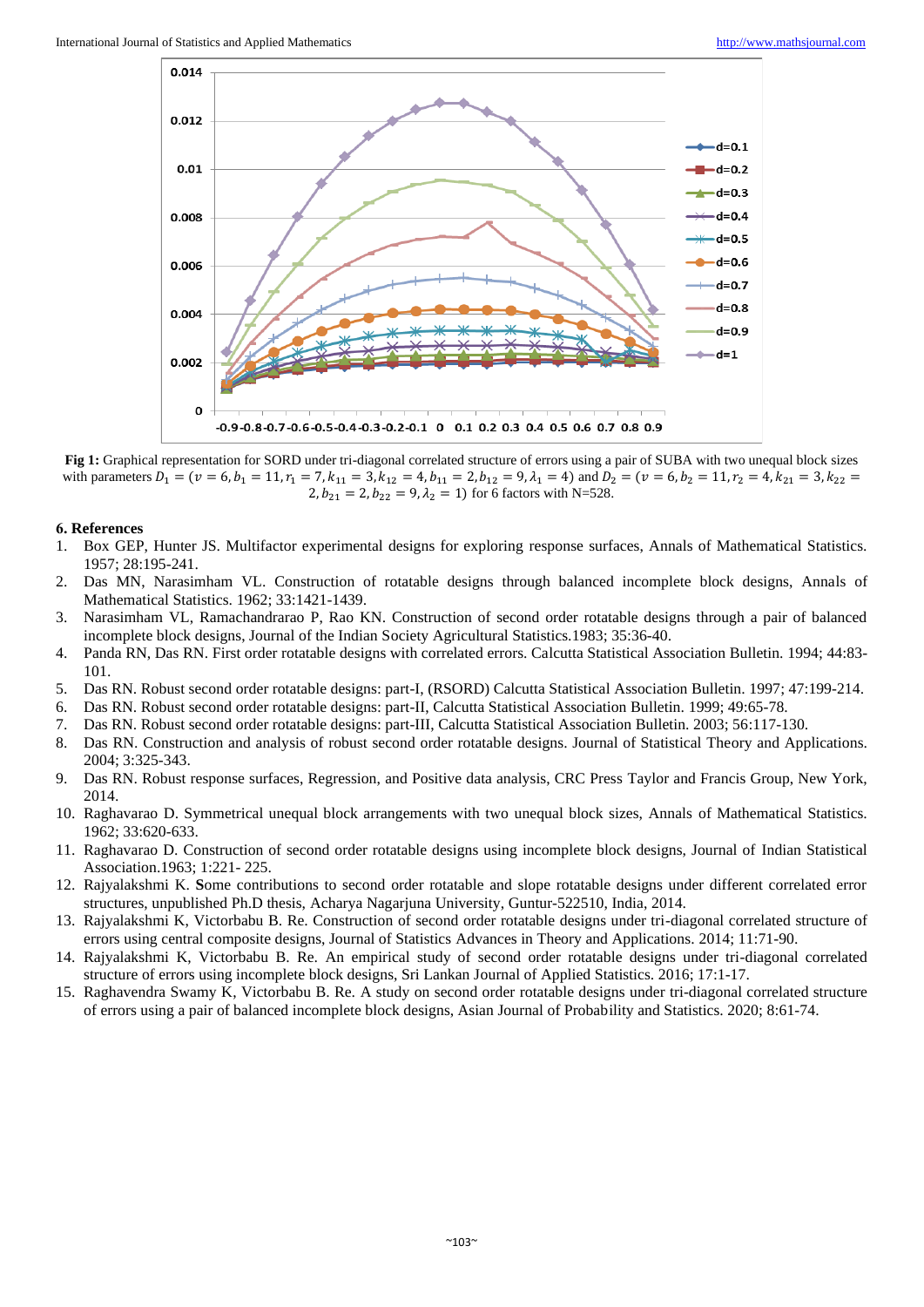0.014
0.012
0.01
0.008
0.006
0.004
0.002
0

-0.9 -0.8 -0.7 -0.6 -0.5 -0.4 -0.3 -0.2 -0.1 0 0.1 0.2 0.3 0.4 0.5 0.6 0.7 0.8 0.9

d=0.1
d=0.2
d=0.3
d=0.4
d=0.5
d=0.6
d=0.7
d=0.8
d=0.9
d=1

**Fig 1:** Graphical representation for SORD under tri-diagonal correlated structure of errors using a pair of SUBA with two unequal block sizes with parameters $D_1 = (v = 6, b_1 = 11, r_1 = 7, k_{11} = 3, k_{12} = 4, b_{11} = 2, b_{12} = 9, \lambda_1 = 4)$ and $D_2 = (v = 6, b_2 = 11, r_2 = 4, k_{21} = 3, k_{22} = 2, b_{21} = 2, b_{22} = 9, \lambda_2 = 1)$ for 6 factors with N=528.

## 6. References

1. Box GEP, Hunter JS. Multifactor experimental designs for exploring response surfaces, Annals of Mathematical Statistics. 1957; 28:195-241.
2. Das MN, Narasimham VL. Construction of rotatable designs through balanced incomplete block designs, Annals of Mathematical Statistics. 1962; 33:1421-1439.
3. Narasimham VL, Ramachandrarao P, Rao KN. Construction of second order rotatable designs through a pair of balanced incomplete block designs, Journal of the Indian Society Agricultural Statistics.1983; 35:36-40.
4. Panda RN, Das RN. First order rotatable designs with correlated errors. Calcutta Statistical Association Bulletin. 1994; 44:83-101.
5. Das RN. Robust second order rotatable designs: part-I, (RSORD) Calcutta Statistical Association Bulletin. 1997; 47:199-214.
6. Das RN. Robust second order rotatable designs: part-II, Calcutta Statistical Association Bulletin. 1999; 49:65-78.
7. Das RN. Robust second order rotatable designs: part-III, Calcutta Statistical Association Bulletin. 2003; 56:117-130.
8. Das RN. Construction and analysis of robust second order rotatable designs. Journal of Statistical Theory and Applications. 2004; 3:325-343.
9. Das RN. Robust response surfaces, Regression, and Positive data analysis, CRC Press Taylor and Francis Group, New York, 2014.
10. Raghavarao D. Symmetrical unequal block arrangements with two unequal block sizes, Annals of Mathematical Statistics. 1962; 33:620-633.
11. Raghavarao D. Construction of second order rotatable designs using incomplete block designs, Journal of Indian Statistical Association.1963; 1:221- 225.
12. Rajyalakshmi K. **S**ome contributions to second order rotatable and slope rotatable designs under different correlated error structures, unpublished Ph.D thesis, Acharya Nagarjuna University, Guntur-522510, India, 2014.
13. Rajyalakshmi K, Victorbabu B. Re. Construction of second order rotatable designs under tri-diagonal correlated structure of errors using central composite designs, Journal of Statistics Advances in Theory and Applications. 2014; 11:71-90.
14. Rajyalakshmi K, Victorbabu B. Re. An empirical study of second order rotatable designs under tri-diagonal correlated structure of errors using incomplete block designs, Sri Lankan Journal of Applied Statistics. 2016; 17:1-17.
15. Raghavendra Swamy K, Victorbabu B. Re. A study on second order rotatable designs under tri-diagonal correlated structure of errors using a pair of balanced incomplete block designs, Asian Journal of Probability and Statistics. 2020; 8:61-74.